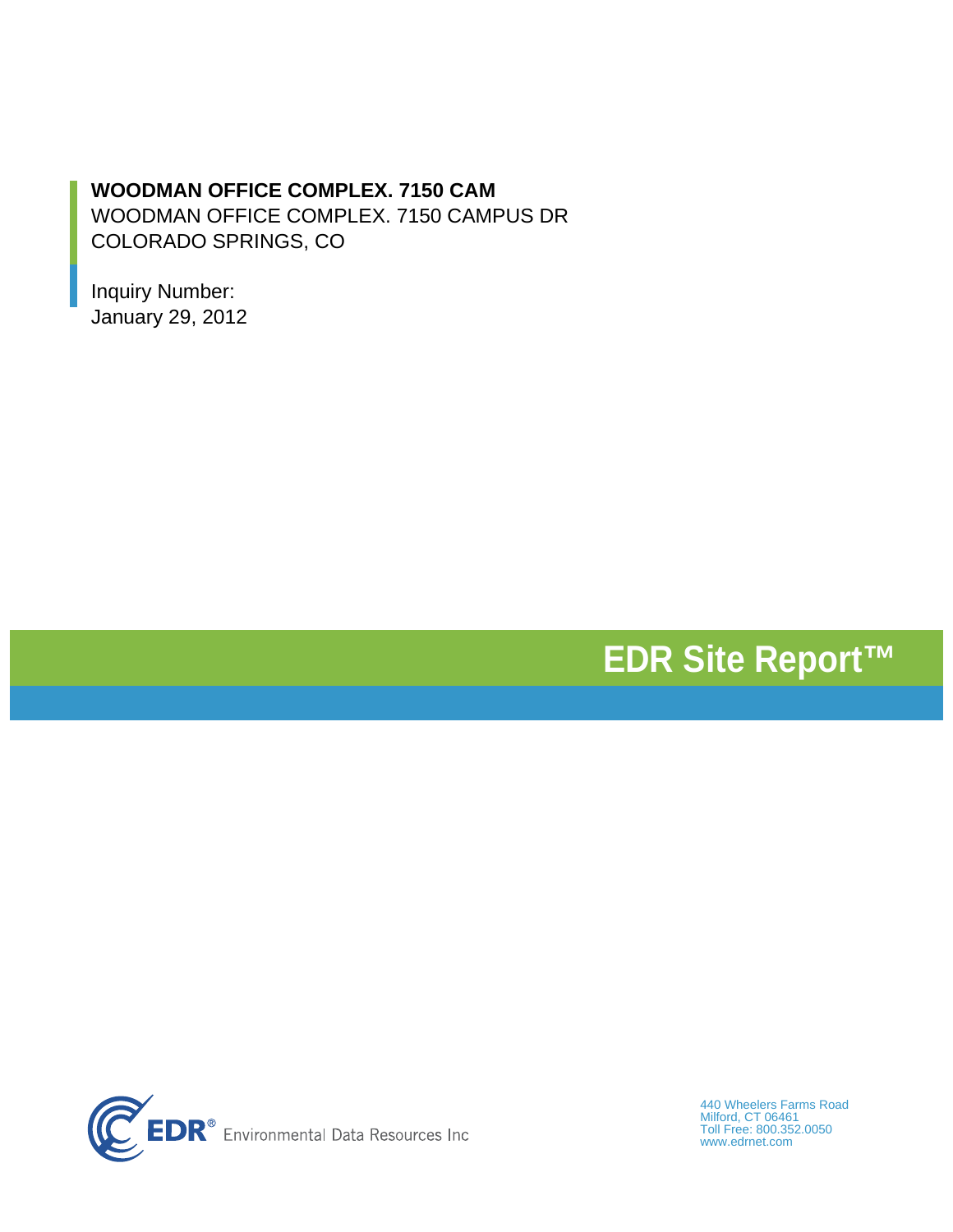**WOODMAN OFFICE COMPLEX. 7150 CAM**
WOODMAN OFFICE COMPLEX. 7150 CAMPUS DR
COLORADO SPRINGS, CO

Inquiry Number:
January 29, 2012

# EDR Site Report™

EDR® Environmental Data Resources Inc

440 Wheelers Farms Road
Milford, CT 06461
Toll Free: 800.352.0050
www.edrnet.com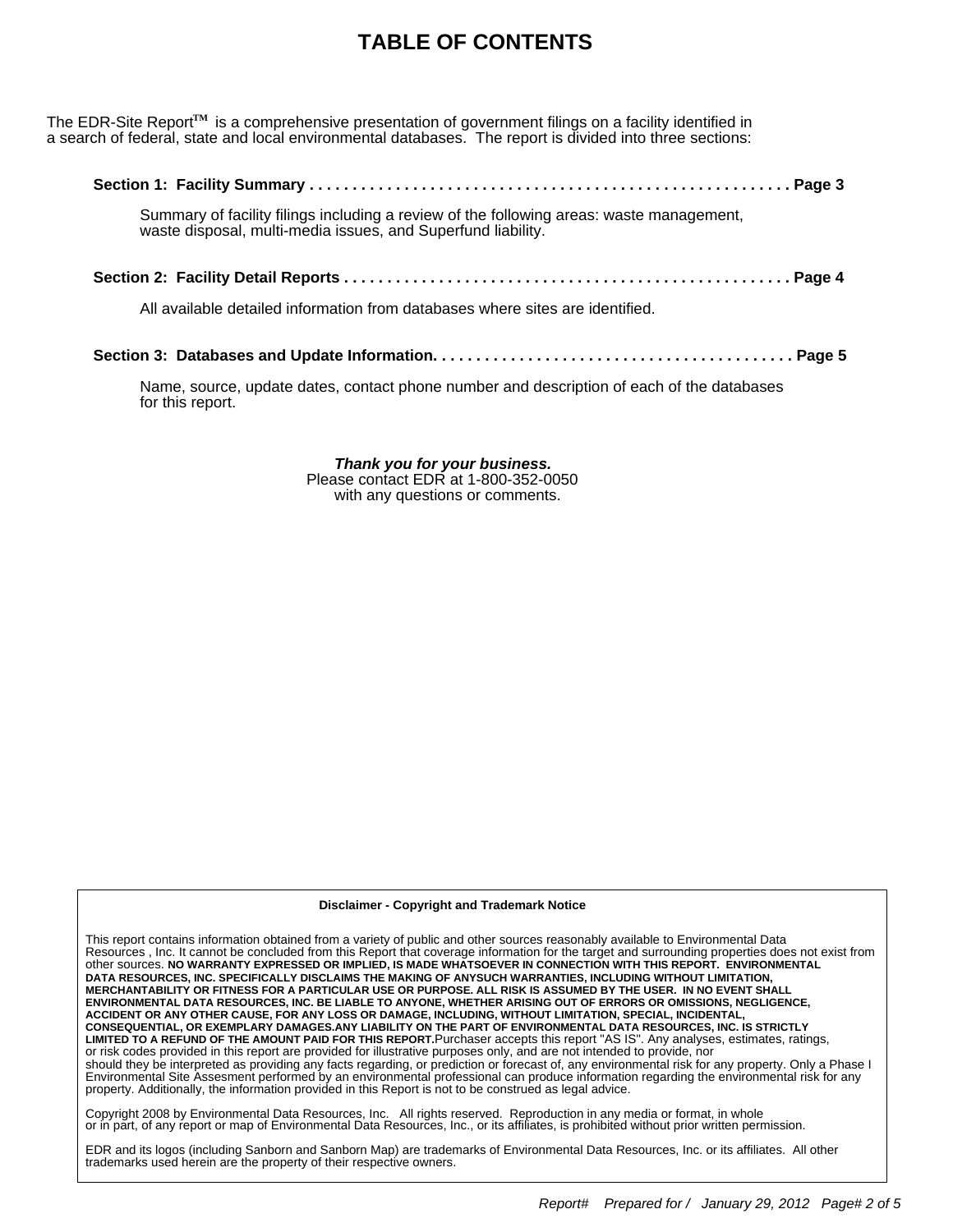# TABLE OF CONTENTS

The EDR-Site Report™ is a comprehensive presentation of government filings on a facility identified in a search of federal, state and local environmental databases. The report is divided into three sections:

**Section 1: Facility Summary . . . . . . . . . . . . . . . . . . . . . . . . . . . . . . . . . . . . . . . . . . . . . . . . . . . . . . Page 3**

Summary of facility filings including a review of the following areas: waste management, waste disposal, multi-media issues, and Superfund liability.

**Section 2: Facility Detail Reports . . . . . . . . . . . . . . . . . . . . . . . . . . . . . . . . . . . . . . . . . . . . . . . . . . Page 4**

All available detailed information from databases where sites are identified.

**Section 3: Databases and Update Information. . . . . . . . . . . . . . . . . . . . . . . . . . . . . . . . . . . . . . . . . Page 5**

Name, source, update dates, contact phone number and description of each of the databases for this report.

***Thank you for your business.***
Please contact EDR at 1-800-352-0050
with any questions or comments.

**Disclaimer - Copyright and Trademark Notice**

This report contains information obtained from a variety of public and other sources reasonably available to Environmental Data Resources , Inc. It cannot be concluded from this Report that coverage information for the target and surrounding properties does not exist from other sources. **NO WARRANTY EXPRESSED OR IMPLIED, IS MADE WHATSOEVER IN CONNECTION WITH THIS REPORT. ENVIRONMENTAL DATA RESOURCES, INC. SPECIFICALLY DISCLAIMS THE MAKING OF ANYSUCH WARRANTIES, INCLUDING WITHOUT LIMITATION, MERCHANTABILITY OR FITNESS FOR A PARTICULAR USE OR PURPOSE. ALL RISK IS ASSUMED BY THE USER. IN NO EVENT SHALL ENVIRONMENTAL DATA RESOURCES, INC. BE LIABLE TO ANYONE, WHETHER ARISING OUT OF ERRORS OR OMISSIONS, NEGLIGENCE, ACCIDENT OR ANY OTHER CAUSE, FOR ANY LOSS OR DAMAGE, INCLUDING, WITHOUT LIMITATION, SPECIAL, INCIDENTAL, CONSEQUENTIAL, OR EXEMPLARY DAMAGES.ANY LIABILITY ON THE PART OF ENVIRONMENTAL DATA RESOURCES, INC. IS STRICTLY LIMITED TO A REFUND OF THE AMOUNT PAID FOR THIS REPORT.**Purchaser accepts this report "AS IS". Any analyses, estimates, ratings, or risk codes provided in this report are provided for illustrative purposes only, and are not intended to provide, nor should they be interpreted as providing any facts regarding, or prediction or forecast of, any environmental risk for any property. Only a Phase I Environmental Site Assesment performed by an environmental professional can produce information regarding the environmental risk for any property. Additionally, the information provided in this Report is not to be construed as legal advice.

Copyright 2008 by Environmental Data Resources, Inc. All rights reserved. Reproduction in any media or format, in whole or in part, of any report or map of Environmental Data Resources, Inc., or its affiliates, is prohibited without prior written permission.

EDR and its logos (including Sanborn and Sanborn Map) are trademarks of Environmental Data Resources, Inc. or its affiliates. All other trademarks used herein are the property of their respective owners.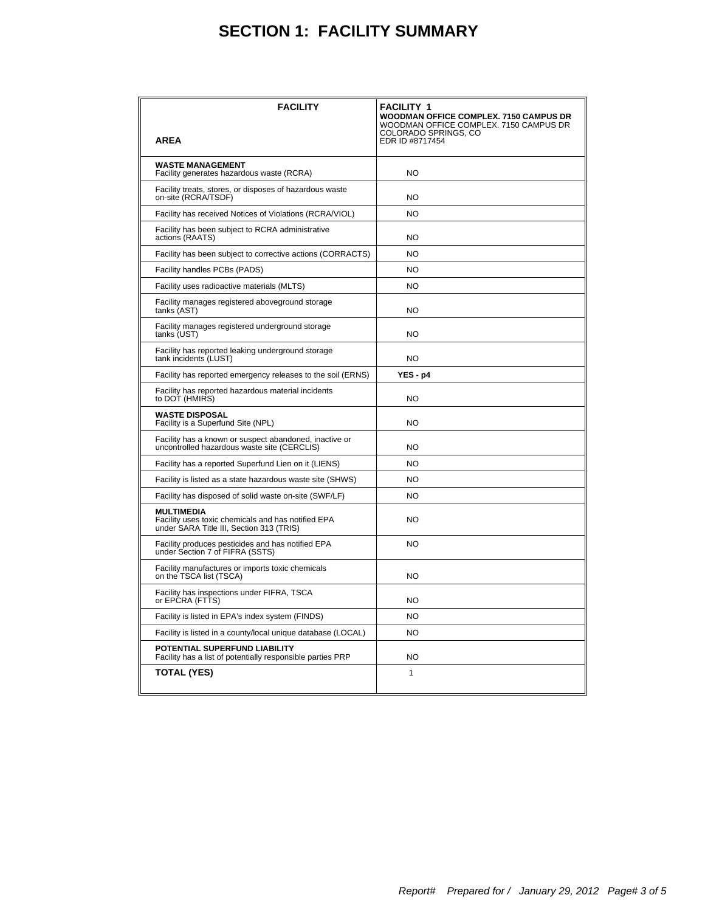# SECTION 1: FACILITY SUMMARY

| FACILITY<br><br>AREA | **FACILITY 1**<br>**WOODMAN OFFICE COMPLEX. 7150 CAMPUS DR**<br>WOODMAN OFFICE COMPLEX. 7150 CAMPUS DR<br>COLORADO SPRINGS, CO<br>EDR ID #8717454 |
|---|---|
| **WASTE MANAGEMENT**<br>Facility generates hazardous waste (RCRA) | NO |
| Facility treats, stores, or disposes of hazardous waste on-site (RCRA/TSDF) | NO |
| Facility has received Notices of Violations (RCRA/VIOL) | NO |
| Facility has been subject to RCRA administrative actions (RAATS) | NO |
| Facility has been subject to corrective actions (CORRACTS) | NO |
| Facility handles PCBs (PADS) | NO |
| Facility uses radioactive materials (MLTS) | NO |
| Facility manages registered aboveground storage tanks (AST) | NO |
| Facility manages registered underground storage tanks (UST) | NO |
| Facility has reported leaking underground storage tank incidents (LUST) | NO |
| Facility has reported emergency releases to the soil (ERNS) | **YES - p4** |
| Facility has reported hazardous material incidents to DOT (HMIRS) | NO |
| **WASTE DISPOSAL**<br>Facility is a Superfund Site (NPL) | NO |
| Facility has a known or suspect abandoned, inactive or uncontrolled hazardous waste site (CERCLIS) | NO |
| Facility has a reported Superfund Lien on it (LIENS) | NO |
| Facility is listed as a state hazardous waste site (SHWS) | NO |
| Facility has disposed of solid waste on-site (SWF/LF) | NO |
| **MULTIMEDIA**<br>Facility uses toxic chemicals and has notified EPA under SARA Title III, Section 313 (TRIS) | NO |
| Facility produces pesticides and has notified EPA under Section 7 of FIFRA (SSTS) | NO |
| Facility manufactures or imports toxic chemicals on the TSCA list (TSCA) | NO |
| Facility has inspections under FIFRA, TSCA or EPCRA (FTTS) | NO |
| Facility is listed in EPA's index system (FINDS) | NO |
| Facility is listed in a county/local unique database (LOCAL) | NO |
| **POTENTIAL SUPERFUND LIABILITY**<br>Facility has a list of potentially responsible parties PRP | NO |
| **TOTAL (YES)** | 1 |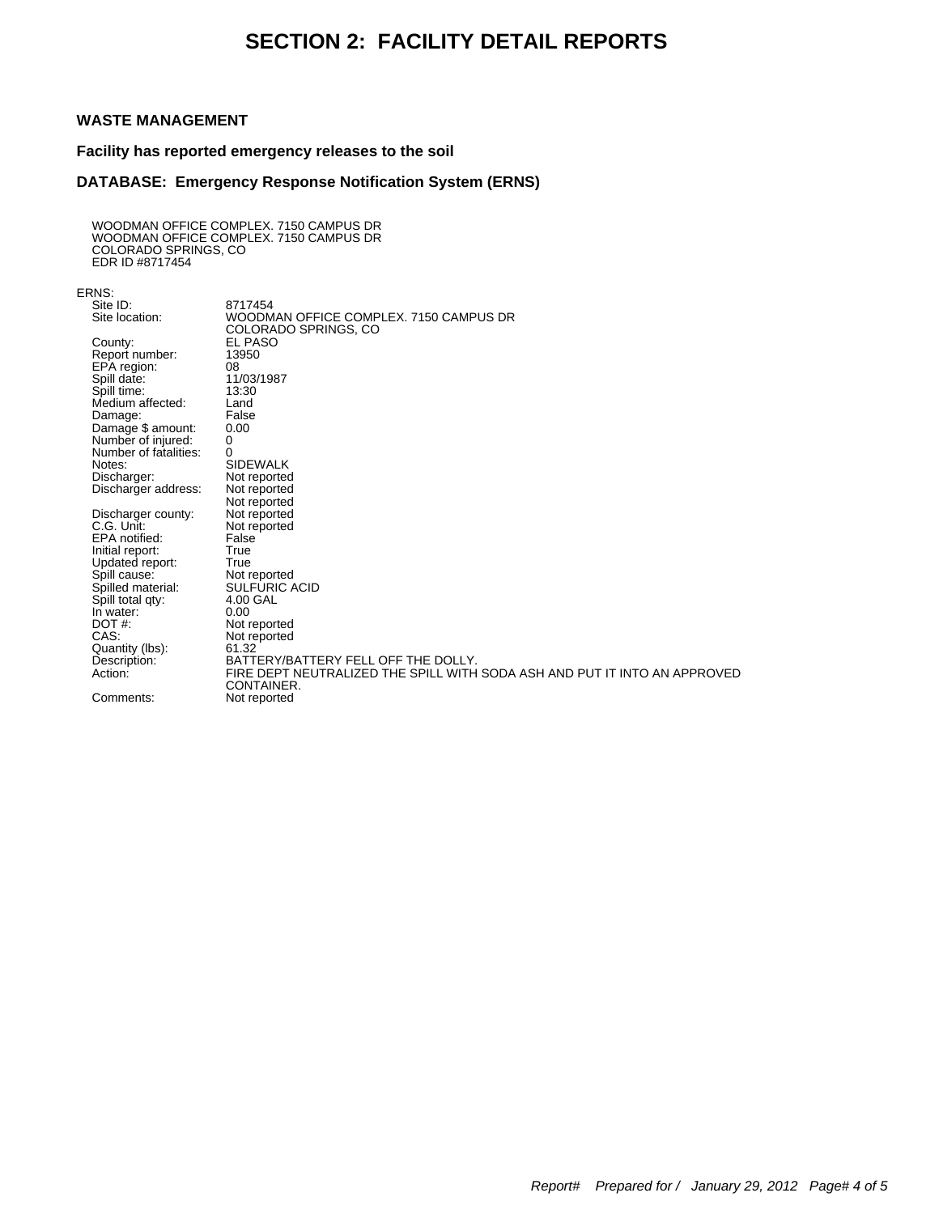# SECTION 2: FACILITY DETAIL REPORTS

**WASTE MANAGEMENT**

**Facility has reported emergency releases to the soil**

**DATABASE: Emergency Response Notification System (ERNS)**

WOODMAN OFFICE COMPLEX. 7150 CAMPUS DR
WOODMAN OFFICE COMPLEX. 7150 CAMPUS DR
COLORADO SPRINGS, CO
EDR ID #8717454

ERNS:

| | |
|---|---|
| Site ID: | 8717454 |
| Site location: | WOODMAN OFFICE COMPLEX. 7150 CAMPUS DR<br>COLORADO SPRINGS, CO |
| County: | EL PASO |
| Report number: | 13950 |
| EPA region: | 08 |
| Spill date: | 11/03/1987 |
| Spill time: | 13:30 |
| Medium affected: | Land |
| Damage: | False |
| Damage $ amount: | 0.00 |
| Number of injured: | 0 |
| Number of fatalities: | 0 |
| Notes: | SIDEWALK |
| Discharger: | Not reported |
| Discharger address: | Not reported<br>Not reported |
| Discharger county: | Not reported |
| C.G. Unit: | Not reported |
| EPA notified: | False |
| Initial report: | True |
| Updated report: | True |
| Spill cause: | Not reported |
| Spilled material: | SULFURIC ACID |
| Spill total qty: | 4.00 GAL |
| In water: | 0.00 |
| DOT #: | Not reported |
| CAS: | Not reported |
| Quantity (lbs): | 61.32 |
| Description: | BATTERY/BATTERY FELL OFF THE DOLLY. |
| Action: | FIRE DEPT NEUTRALIZED THE SPILL WITH SODA ASH AND PUT IT INTO AN APPROVED CONTAINER. |
| Comments: | Not reported |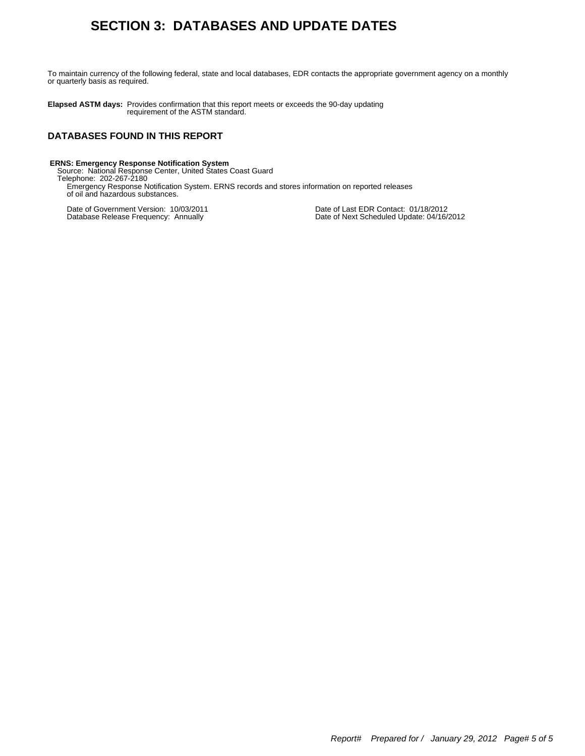# SECTION 3: DATABASES AND UPDATE DATES

To maintain currency of the following federal, state and local databases, EDR contacts the appropriate government agency on a monthly or quarterly basis as required.

**Elapsed ASTM days:** Provides confirmation that this report meets or exceeds the 90-day updating requirement of the ASTM standard.

## DATABASES FOUND IN THIS REPORT

**ERNS: Emergency Response Notification System**
Source: National Response Center, United States Coast Guard
Telephone: 202-267-2180
Emergency Response Notification System. ERNS records and stores information on reported releases of oil and hazardous substances.

Date of Government Version: 10/03/2011
Database Release Frequency: Annually
Date of Last EDR Contact: 01/18/2012
Date of Next Scheduled Update: 04/16/2012

*Report# Prepared for / January 29, 2012*